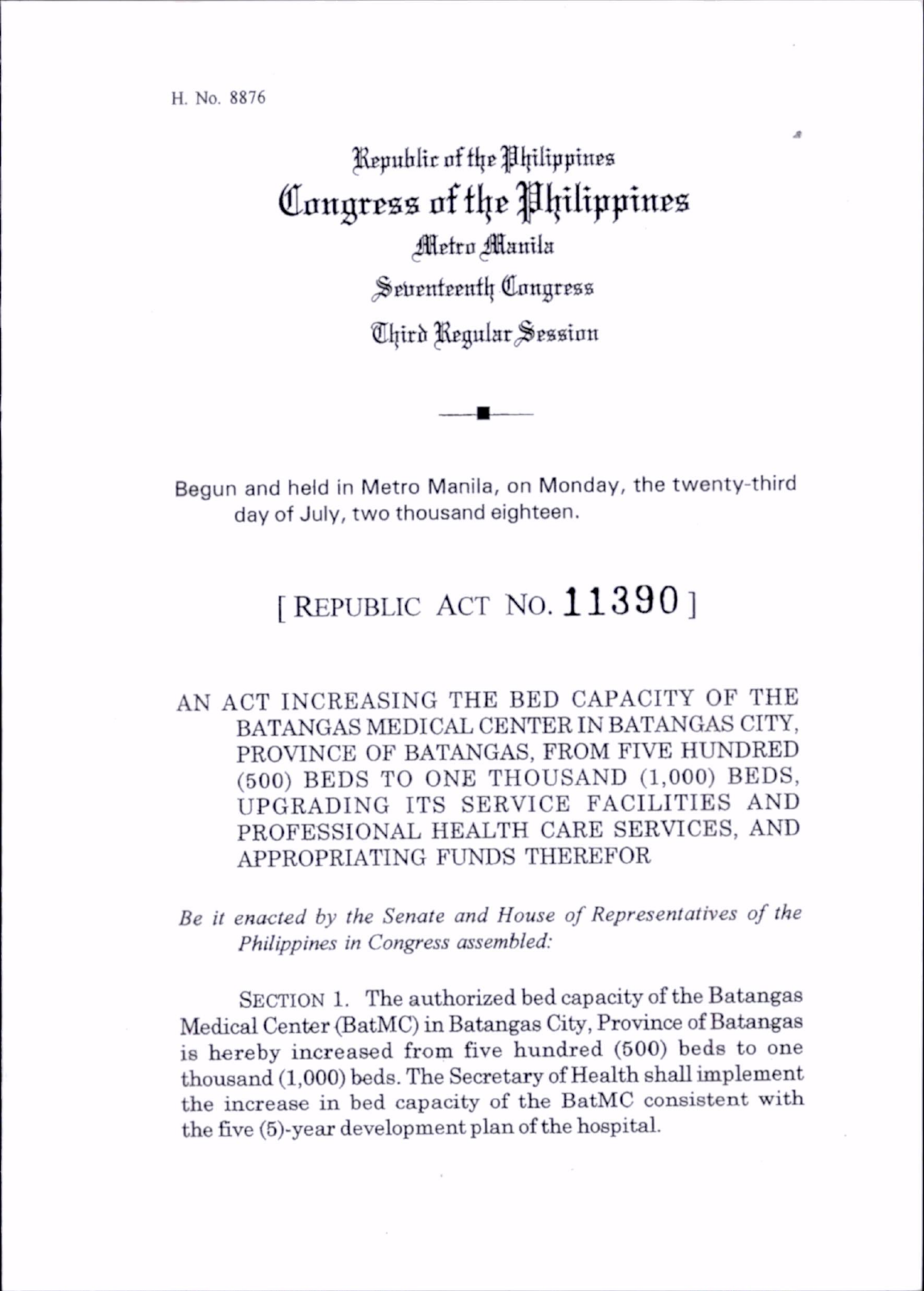H. No. 8876

Republic of the Philippines
**Congress of the Philippines**
Metro Manila
Seventeenth Congress
Third Regular Session

Begun and held in Metro Manila, on Monday, the twenty-third day of July, two thousand eighteen.

# [ REPUBLIC ACT NO. 11390 ]

## AN ACT INCREASING THE BED CAPACITY OF THE BATANGAS MEDICAL CENTER IN BATANGAS CITY, PROVINCE OF BATANGAS, FROM FIVE HUNDRED (500) BEDS TO ONE THOUSAND (1,000) BEDS, UPGRADING ITS SERVICE FACILITIES AND PROFESSIONAL HEALTH CARE SERVICES, AND APPROPRIATING FUNDS THEREFOR

*Be it enacted by the Senate and House of Representatives of the Philippines in Congress assembled:*

SECTION 1. The authorized bed capacity of the Batangas Medical Center (BatMC) in Batangas City, Province of Batangas is hereby increased from five hundred (500) beds to one thousand (1,000) beds. The Secretary of Health shall implement the increase in bed capacity of the BatMC consistent with the five (5)-year development plan of the hospital.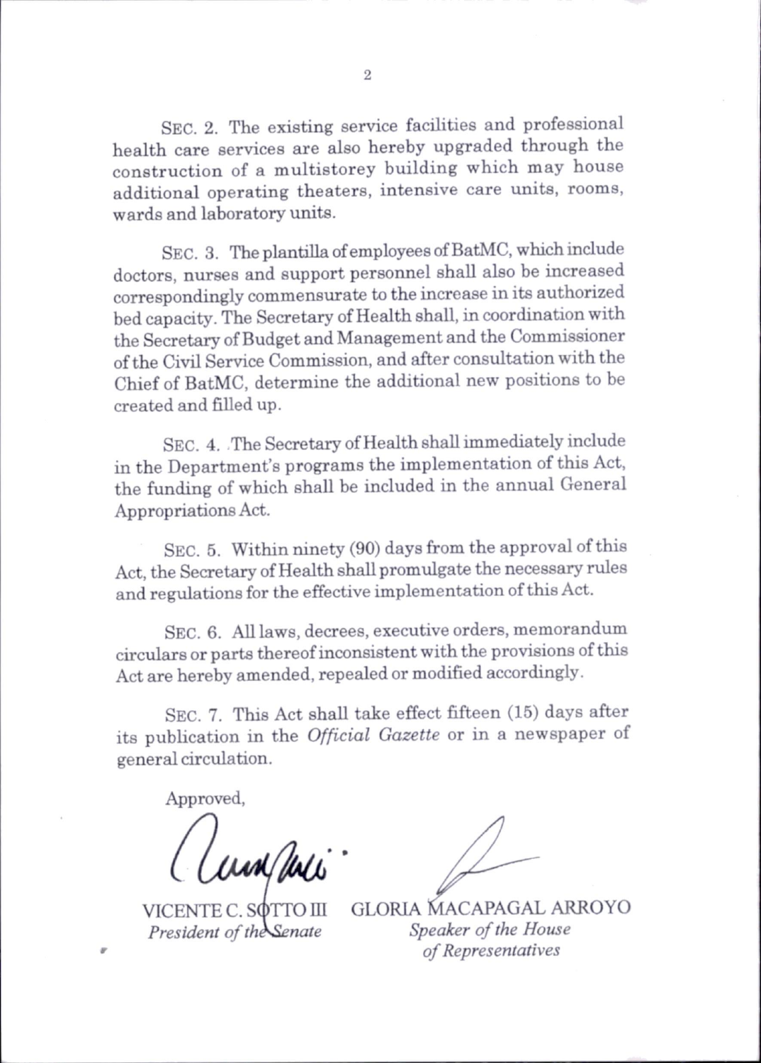SEC. 2. The existing service facilities and professional health care services are also hereby upgraded through the construction of a multistorey building which may house additional operating theaters, intensive care units, rooms, wards and laboratory units.

SEC. 3. The plantilla of employees of BatMC, which include doctors, nurses and support personnel shall also be increased correspondingly commensurate to the increase in its authorized bed capacity. The Secretary of Health shall, in coordination with the Secretary of Budget and Management and the Commissioner of the Civil Service Commission, and after consultation with the Chief of BatMC, determine the additional new positions to be created and filled up.

SEC. 4. The Secretary of Health shall immediately include in the Department's programs the implementation of this Act, the funding of which shall be included in the annual General Appropriations Act.

SEC. 5. Within ninety (90) days from the approval of this Act, the Secretary of Health shall promulgate the necessary rules and regulations for the effective implementation of this Act.

SEC. 6. All laws, decrees, executive orders, memorandum circulars or parts thereof inconsistent with the provisions of this Act are hereby amended, repealed or modified accordingly.

SEC. 7. This Act shall take effect fifteen (15) days after its publication in the *Official Gazette* or in a newspaper of general circulation.

Approved,

VICENTE C. SOTTO III
*President of the Senate*

GLORIA MACAPAGAL ARROYO
*Speaker of the House of Representatives*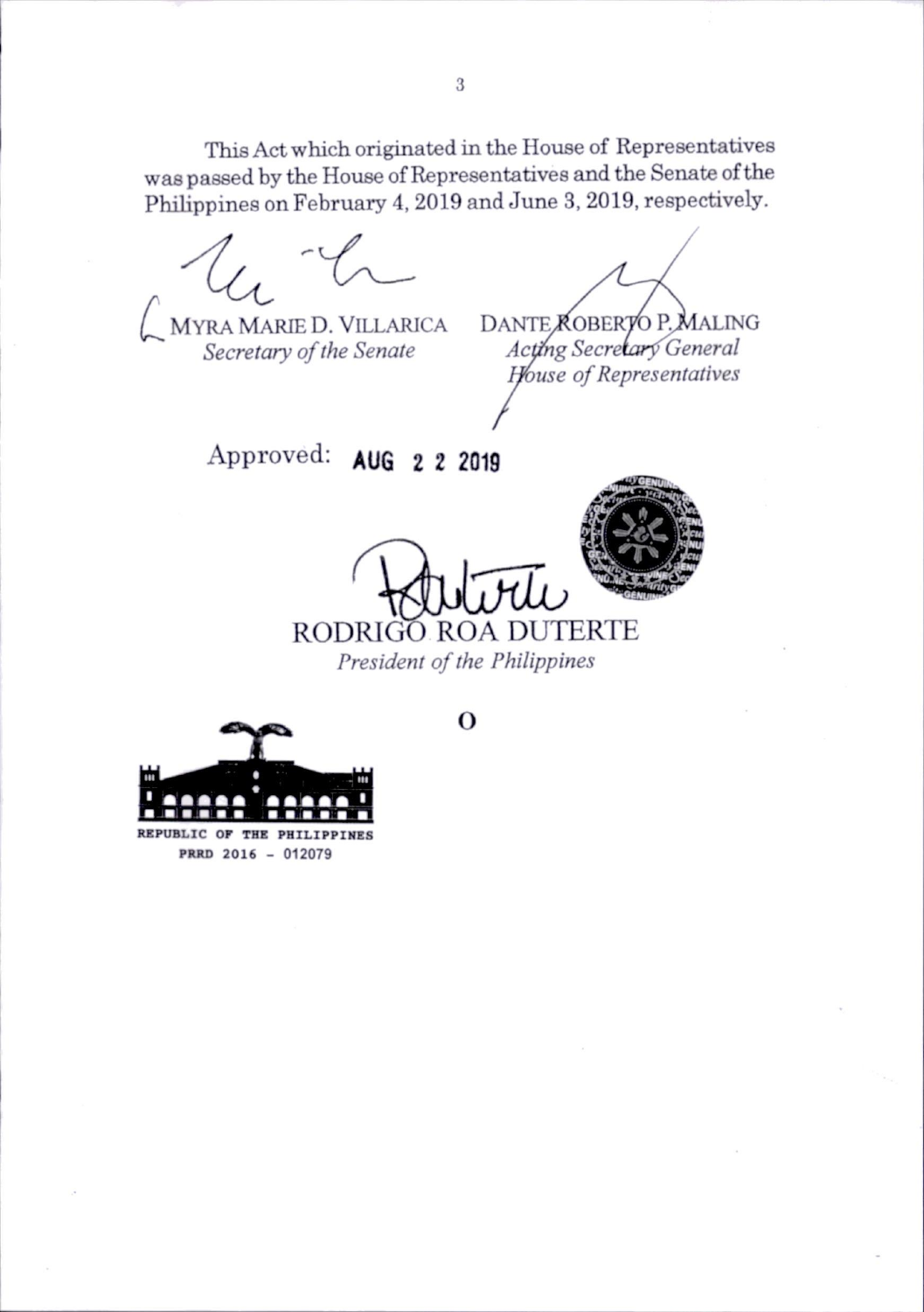This Act which originated in the House of Representatives was passed by the House of Representatives and the Senate of the Philippines on February 4, 2019 and June 3, 2019, respectively.

MYRA MARIE D. VILLARICA
*Secretary of the Senate*

DANTE ROBERTO P. MALING
*Acting Secretary General*
*House of Representatives*

Approved: **AUG 2 2 2019**

RODRIGO ROA DUTERTE
*President of the Philippines*

O

REPUBLIC OF THE PHILIPPINES
PRRD 2016 - 012079